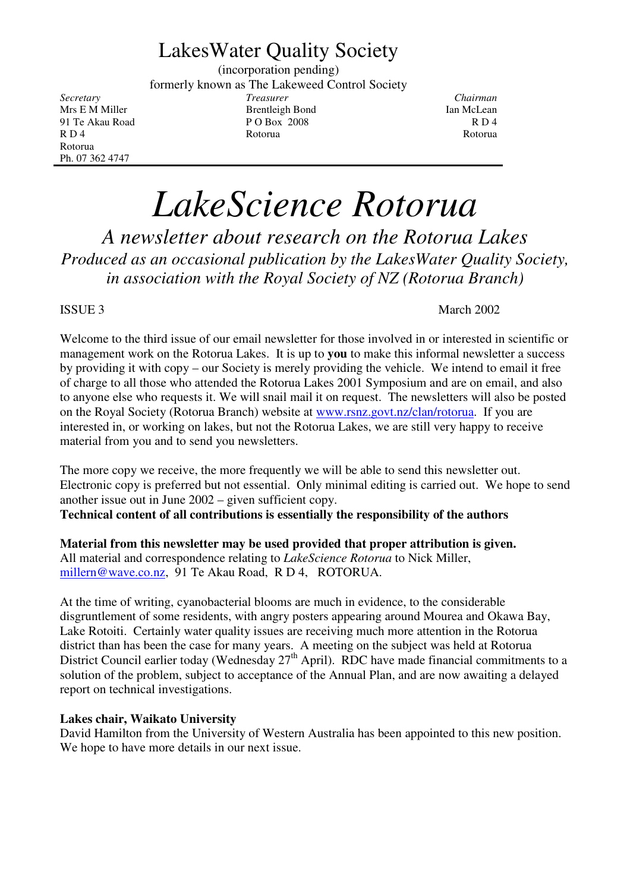# LakesWater Quality Society

(incorporation pending)

formerly known as The Lakeweed Control Society

| *Secretary* | *Treasurer* | *Chairman* |
|---|---|---|
| Mrs E M Miller | Brentleigh Bond | Ian McLean |
| 91 Te Akau Road | P O Box 2008 | R D 4 |
| R D 4 | Rotorua | Rotorua |
| Rotorua | | |
| Ph. 07 362 4747 | | |

# *LakeScience Rotorua*

## *A newsletter about research on the Rotorua Lakes*

*Produced as an occasional publication by the LakesWater Quality Society, in association with the Royal Society of NZ (Rotorua Branch)*

ISSUE 3 March 2002

Welcome to the third issue of our email newsletter for those involved in or interested in scientific or management work on the Rotorua Lakes. It is up to **you** to make this informal newsletter a success by providing it with copy – our Society is merely providing the vehicle. We intend to email it free of charge to all those who attended the Rotorua Lakes 2001 Symposium and are on email, and also to anyone else who requests it. We will snail mail it on request. The newsletters will also be posted on the Royal Society (Rotorua Branch) website at www.rsnz.govt.nz/clan/rotorua. If you are interested in, or working on lakes, but not the Rotorua Lakes, we are still very happy to receive material from you and to send you newsletters.

The more copy we receive, the more frequently we will be able to send this newsletter out. Electronic copy is preferred but not essential. Only minimal editing is carried out. We hope to send another issue out in June 2002 – given sufficient copy.

**Technical content of all contributions is essentially the responsibility of the authors**

**Material from this newsletter may be used provided that proper attribution is given.**
All material and correspondence relating to *LakeScience Rotorua* to Nick Miller, millern@wave.co.nz, 91 Te Akau Road, R D 4, ROTORUA.

At the time of writing, cyanobacterial blooms are much in evidence, to the considerable disgruntlement of some residents, with angry posters appearing around Mourea and Okawa Bay, Lake Rotoiti. Certainly water quality issues are receiving much more attention in the Rotorua district than has been the case for many years. A meeting on the subject was held at Rotorua District Council earlier today (Wednesday 27th April). RDC have made financial commitments to a solution of the problem, subject to acceptance of the Annual Plan, and are now awaiting a delayed report on technical investigations.

**Lakes chair, Waikato University**

David Hamilton from the University of Western Australia has been appointed to this new position. We hope to have more details in our next issue.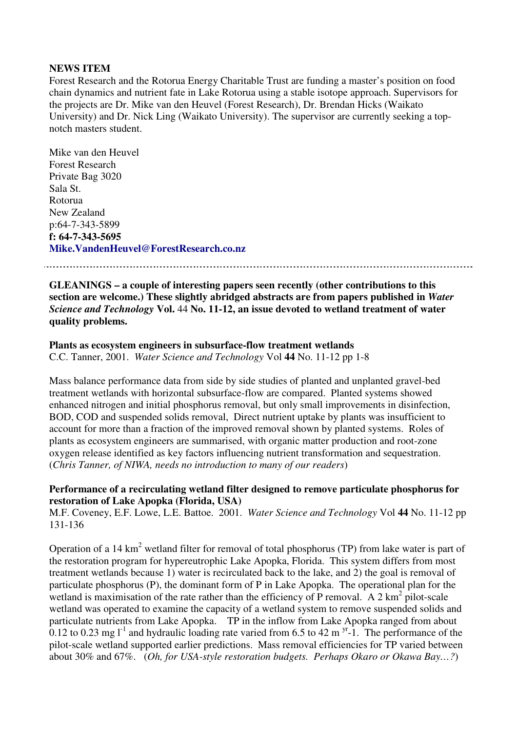**NEWS ITEM**

Forest Research and the Rotorua Energy Charitable Trust are funding a master's position on food chain dynamics and nutrient fate in Lake Rotorua using a stable isotope approach. Supervisors for the projects are Dr. Mike van den Heuvel (Forest Research), Dr. Brendan Hicks (Waikato University) and Dr. Nick Ling (Waikato University). The supervisor are currently seeking a top-notch masters student.

Mike van den Heuvel
Forest Research
Private Bag 3020
Sala St.
Rotorua
New Zealand
p:64-7-343-5899
**f: 64-7-343-5695**
**Mike.VandenHeuvel@ForestResearch.co.nz**

---

**GLEANINGS – a couple of interesting papers seen recently (other contributions to this section are welcome.) These slightly abridged abstracts are from papers published in *Water Science and Technology* Vol. 44 No. 11-12, an issue devoted to wetland treatment of water quality problems.**

**Plants as ecosystem engineers in subsurface-flow treatment wetlands**

C.C. Tanner, 2001. *Water Science and Technology* Vol **44** No. 11-12 pp 1-8

Mass balance performance data from side by side studies of planted and unplanted gravel-bed treatment wetlands with horizontal subsurface-flow are compared. Planted systems showed enhanced nitrogen and initial phosphorus removal, but only small improvements in disinfection, BOD, COD and suspended solids removal, Direct nutrient uptake by plants was insufficient to account for more than a fraction of the improved removal shown by planted systems. Roles of plants as ecosystem engineers are summarised, with organic matter production and root-zone oxygen release identified as key factors influencing nutrient transformation and sequestration. (*Chris Tanner, of NIWA, needs no introduction to many of our readers*)

**Performance of a recirculating wetland filter designed to remove particulate phosphorus for restoration of Lake Apopka (Florida, USA)**

M.F. Coveney, E.F. Lowe, L.E. Battoe. 2001. *Water Science and Technology* Vol **44** No. 11-12 pp 131-136

Operation of a 14 $km^2$ wetland filter for removal of total phosphorus (TP) from lake water is part of the restoration program for hypereutrophic Lake Apopka, Florida. This system differs from most treatment wetlands because 1) water is recirculated back to the lake, and 2) the goal is removal of particulate phosphorus (P), the dominant form of P in Lake Apopka. The operational plan for the wetland is maximisation of the rate rather than the efficiency of P removal. A 2 $km^2$ pilot-scale wetland was operated to examine the capacity of a wetland system to remove suspended solids and particulate nutrients from Lake Apopka. TP in the inflow from Lake Apopka ranged from about 0.12 to 0.23 mg $l^{-1}$ and hydraulic loading rate varied from 6.5 to 42 m $^{yr}$-1. The performance of the pilot-scale wetland supported earlier predictions. Mass removal efficiencies for TP varied between about 30% and 67%. (*Oh, for USA-style restoration budgets. Perhaps Okaro or Okawa Bay…?*)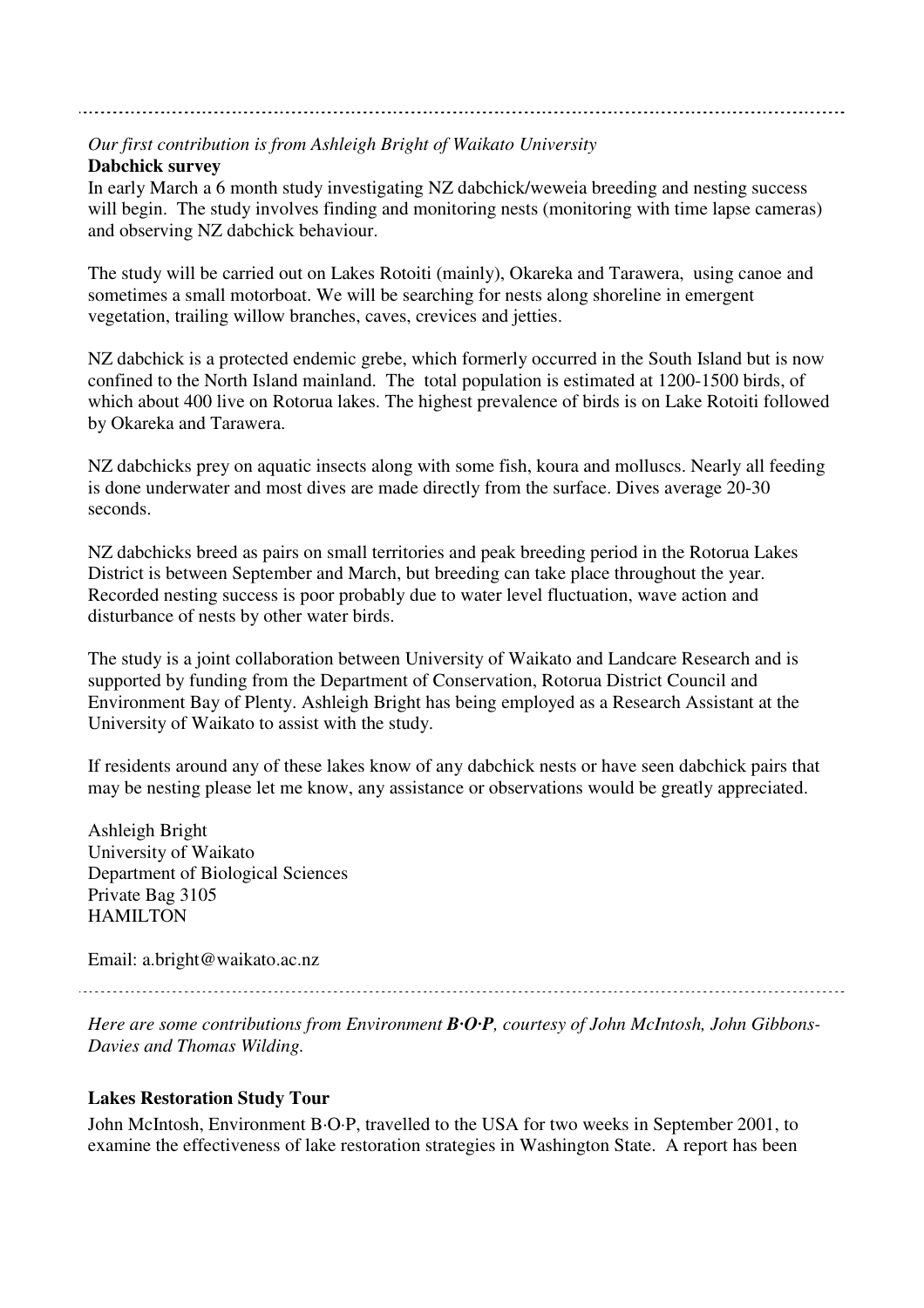---

*Our first contribution is from Ashleigh Bright of Waikato University*

**Dabchick survey**

In early March a 6 month study investigating NZ dabchick/weweia breeding and nesting success will begin. The study involves finding and monitoring nests (monitoring with time lapse cameras) and observing NZ dabchick behaviour.

The study will be carried out on Lakes Rotoiti (mainly), Okareka and Tarawera, using canoe and sometimes a small motorboat. We will be searching for nests along shoreline in emergent vegetation, trailing willow branches, caves, crevices and jetties.

NZ dabchick is a protected endemic grebe, which formerly occurred in the South Island but is now confined to the North Island mainland. The total population is estimated at 1200-1500 birds, of which about 400 live on Rotorua lakes. The highest prevalence of birds is on Lake Rotoiti followed by Okareka and Tarawera.

NZ dabchicks prey on aquatic insects along with some fish, koura and molluscs. Nearly all feeding is done underwater and most dives are made directly from the surface. Dives average 20-30 seconds.

NZ dabchicks breed as pairs on small territories and peak breeding period in the Rotorua Lakes District is between September and March, but breeding can take place throughout the year. Recorded nesting success is poor probably due to water level fluctuation, wave action and disturbance of nests by other water birds.

The study is a joint collaboration between University of Waikato and Landcare Research and is supported by funding from the Department of Conservation, Rotorua District Council and Environment Bay of Plenty. Ashleigh Bright has being employed as a Research Assistant at the University of Waikato to assist with the study.

If residents around any of these lakes know of any dabchick nests or have seen dabchick pairs that may be nesting please let me know, any assistance or observations would be greatly appreciated.

Ashleigh Bright
University of Waikato
Department of Biological Sciences
Private Bag 3105
HAMILTON

Email: a.bright@waikato.ac.nz

---

*Here are some contributions from Environment **B·O·P**, courtesy of John McIntosh, John Gibbons-Davies and Thomas Wilding.*

**Lakes Restoration Study Tour**

John McIntosh, Environment B·O·P, travelled to the USA for two weeks in September 2001, to examine the effectiveness of lake restoration strategies in Washington State. A report has been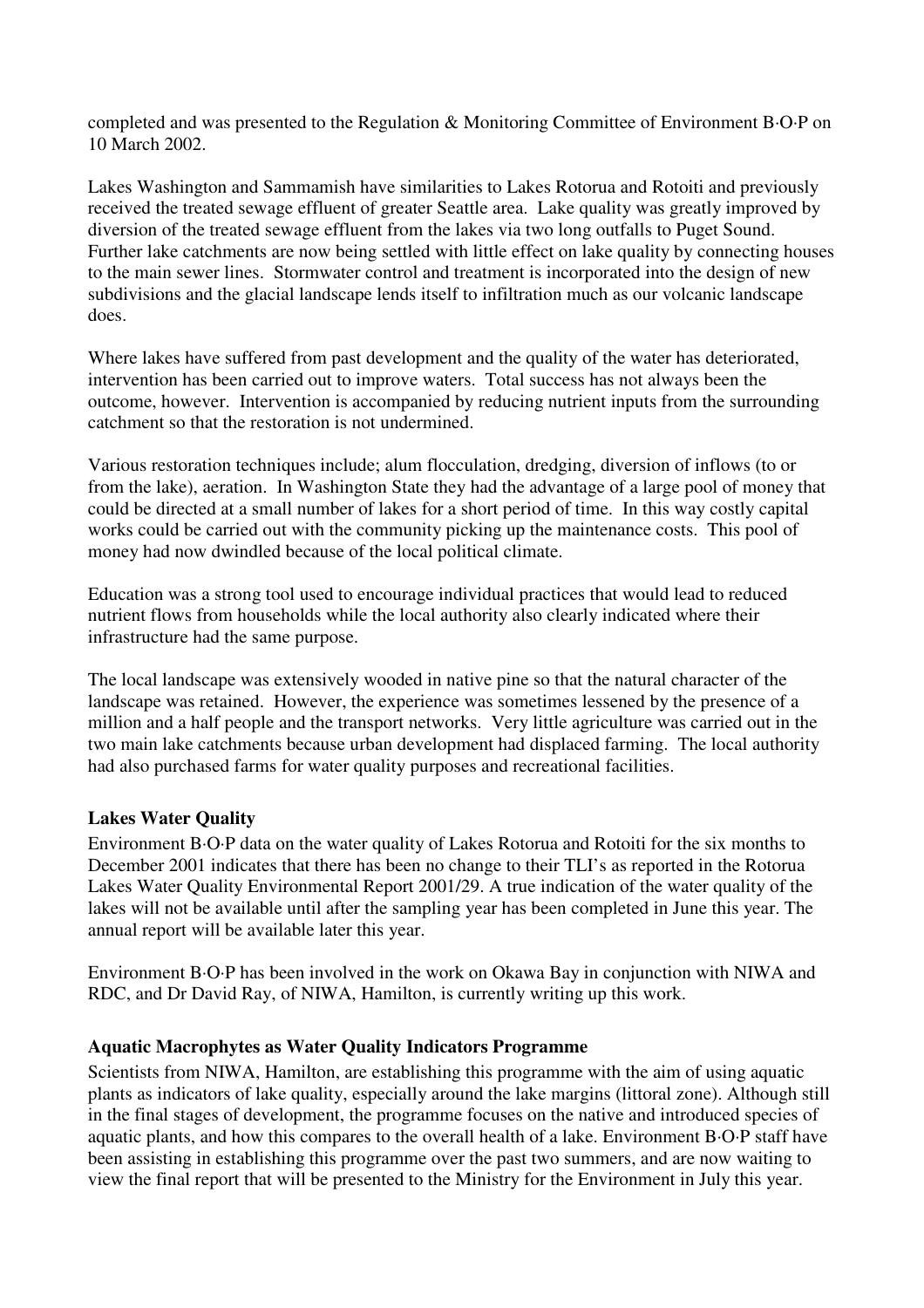completed and was presented to the Regulation & Monitoring Committee of Environment B·O·P on 10 March 2002.

Lakes Washington and Sammamish have similarities to Lakes Rotorua and Rotoiti and previously received the treated sewage effluent of greater Seattle area. Lake quality was greatly improved by diversion of the treated sewage effluent from the lakes via two long outfalls to Puget Sound. Further lake catchments are now being settled with little effect on lake quality by connecting houses to the main sewer lines. Stormwater control and treatment is incorporated into the design of new subdivisions and the glacial landscape lends itself to infiltration much as our volcanic landscape does.

Where lakes have suffered from past development and the quality of the water has deteriorated, intervention has been carried out to improve waters. Total success has not always been the outcome, however. Intervention is accompanied by reducing nutrient inputs from the surrounding catchment so that the restoration is not undermined.

Various restoration techniques include; alum flocculation, dredging, diversion of inflows (to or from the lake), aeration. In Washington State they had the advantage of a large pool of money that could be directed at a small number of lakes for a short period of time. In this way costly capital works could be carried out with the community picking up the maintenance costs. This pool of money had now dwindled because of the local political climate.

Education was a strong tool used to encourage individual practices that would lead to reduced nutrient flows from households while the local authority also clearly indicated where their infrastructure had the same purpose.

The local landscape was extensively wooded in native pine so that the natural character of the landscape was retained. However, the experience was sometimes lessened by the presence of a million and a half people and the transport networks. Very little agriculture was carried out in the two main lake catchments because urban development had displaced farming. The local authority had also purchased farms for water quality purposes and recreational facilities.

**Lakes Water Quality**

Environment B·O·P data on the water quality of Lakes Rotorua and Rotoiti for the six months to December 2001 indicates that there has been no change to their TLI's as reported in the Rotorua Lakes Water Quality Environmental Report 2001/29. A true indication of the water quality of the lakes will not be available until after the sampling year has been completed in June this year. The annual report will be available later this year.

Environment B·O·P has been involved in the work on Okawa Bay in conjunction with NIWA and RDC, and Dr David Ray, of NIWA, Hamilton, is currently writing up this work.

**Aquatic Macrophytes as Water Quality Indicators Programme**

Scientists from NIWA, Hamilton, are establishing this programme with the aim of using aquatic plants as indicators of lake quality, especially around the lake margins (littoral zone). Although still in the final stages of development, the programme focuses on the native and introduced species of aquatic plants, and how this compares to the overall health of a lake. Environment B·O·P staff have been assisting in establishing this programme over the past two summers, and are now waiting to view the final report that will be presented to the Ministry for the Environment in July this year.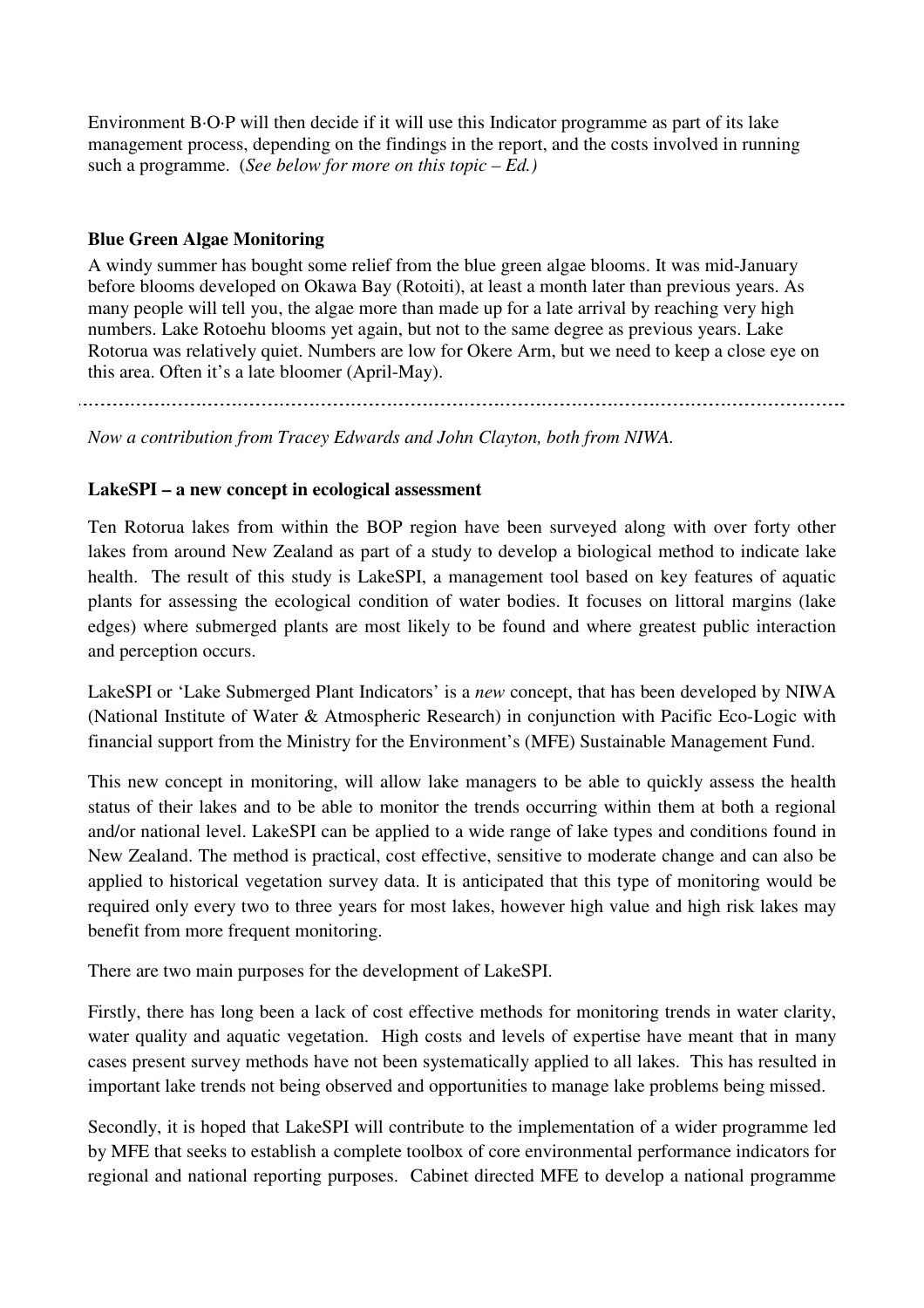Environment B·O·P will then decide if it will use this Indicator programme as part of its lake management process, depending on the findings in the report, and the costs involved in running such a programme. (*See below for more on this topic – Ed.)*

**Blue Green Algae Monitoring**

A windy summer has bought some relief from the blue green algae blooms. It was mid-January before blooms developed on Okawa Bay (Rotoiti), at least a month later than previous years. As many people will tell you, the algae more than made up for a late arrival by reaching very high numbers. Lake Rotoehu blooms yet again, but not to the same degree as previous years. Lake Rotorua was relatively quiet. Numbers are low for Okere Arm, but we need to keep a close eye on this area. Often it's a late bloomer (April-May).

---

*Now a contribution from Tracey Edwards and John Clayton, both from NIWA.*

**LakeSPI – a new concept in ecological assessment**

Ten Rotorua lakes from within the BOP region have been surveyed along with over forty other lakes from around New Zealand as part of a study to develop a biological method to indicate lake health. The result of this study is LakeSPI, a management tool based on key features of aquatic plants for assessing the ecological condition of water bodies. It focuses on littoral margins (lake edges) where submerged plants are most likely to be found and where greatest public interaction and perception occurs.

LakeSPI or 'Lake Submerged Plant Indicators' is a *new* concept, that has been developed by NIWA (National Institute of Water & Atmospheric Research) in conjunction with Pacific Eco-Logic with financial support from the Ministry for the Environment's (MFE) Sustainable Management Fund.

This new concept in monitoring, will allow lake managers to be able to quickly assess the health status of their lakes and to be able to monitor the trends occurring within them at both a regional and/or national level. LakeSPI can be applied to a wide range of lake types and conditions found in New Zealand. The method is practical, cost effective, sensitive to moderate change and can also be applied to historical vegetation survey data. It is anticipated that this type of monitoring would be required only every two to three years for most lakes, however high value and high risk lakes may benefit from more frequent monitoring.

There are two main purposes for the development of LakeSPI.

Firstly, there has long been a lack of cost effective methods for monitoring trends in water clarity, water quality and aquatic vegetation. High costs and levels of expertise have meant that in many cases present survey methods have not been systematically applied to all lakes. This has resulted in important lake trends not being observed and opportunities to manage lake problems being missed.

Secondly, it is hoped that LakeSPI will contribute to the implementation of a wider programme led by MFE that seeks to establish a complete toolbox of core environmental performance indicators for regional and national reporting purposes. Cabinet directed MFE to develop a national programme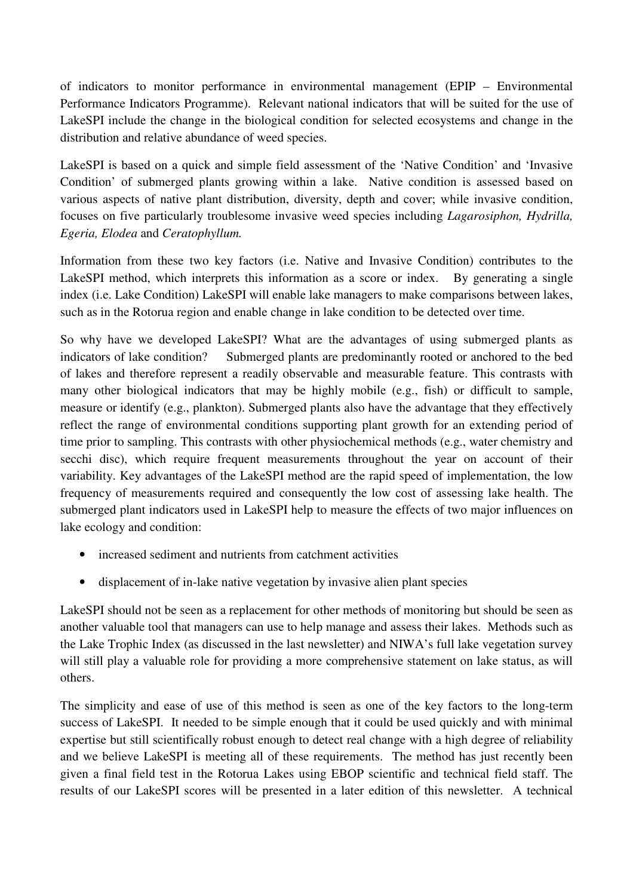of indicators to monitor performance in environmental management (EPIP – Environmental Performance Indicators Programme). Relevant national indicators that will be suited for the use of LakeSPI include the change in the biological condition for selected ecosystems and change in the distribution and relative abundance of weed species.

LakeSPI is based on a quick and simple field assessment of the 'Native Condition' and 'Invasive Condition' of submerged plants growing within a lake. Native condition is assessed based on various aspects of native plant distribution, diversity, depth and cover; while invasive condition, focuses on five particularly troublesome invasive weed species including *Lagarosiphon, Hydrilla, Egeria, Elodea* and *Ceratophyllum.*

Information from these two key factors (i.e. Native and Invasive Condition) contributes to the LakeSPI method, which interprets this information as a score or index. By generating a single index (i.e. Lake Condition) LakeSPI will enable lake managers to make comparisons between lakes, such as in the Rotorua region and enable change in lake condition to be detected over time.

So why have we developed LakeSPI? What are the advantages of using submerged plants as indicators of lake condition? Submerged plants are predominantly rooted or anchored to the bed of lakes and therefore represent a readily observable and measurable feature. This contrasts with many other biological indicators that may be highly mobile (e.g., fish) or difficult to sample, measure or identify (e.g., plankton). Submerged plants also have the advantage that they effectively reflect the range of environmental conditions supporting plant growth for an extending period of time prior to sampling. This contrasts with other physiochemical methods (e.g., water chemistry and secchi disc), which require frequent measurements throughout the year on account of their variability. Key advantages of the LakeSPI method are the rapid speed of implementation, the low frequency of measurements required and consequently the low cost of assessing lake health. The submerged plant indicators used in LakeSPI help to measure the effects of two major influences on lake ecology and condition:

- increased sediment and nutrients from catchment activities
- displacement of in-lake native vegetation by invasive alien plant species

LakeSPI should not be seen as a replacement for other methods of monitoring but should be seen as another valuable tool that managers can use to help manage and assess their lakes. Methods such as the Lake Trophic Index (as discussed in the last newsletter) and NIWA's full lake vegetation survey will still play a valuable role for providing a more comprehensive statement on lake status, as will others.

The simplicity and ease of use of this method is seen as one of the key factors to the long-term success of LakeSPI. It needed to be simple enough that it could be used quickly and with minimal expertise but still scientifically robust enough to detect real change with a high degree of reliability and we believe LakeSPI is meeting all of these requirements. The method has just recently been given a final field test in the Rotorua Lakes using EBOP scientific and technical field staff. The results of our LakeSPI scores will be presented in a later edition of this newsletter. A technical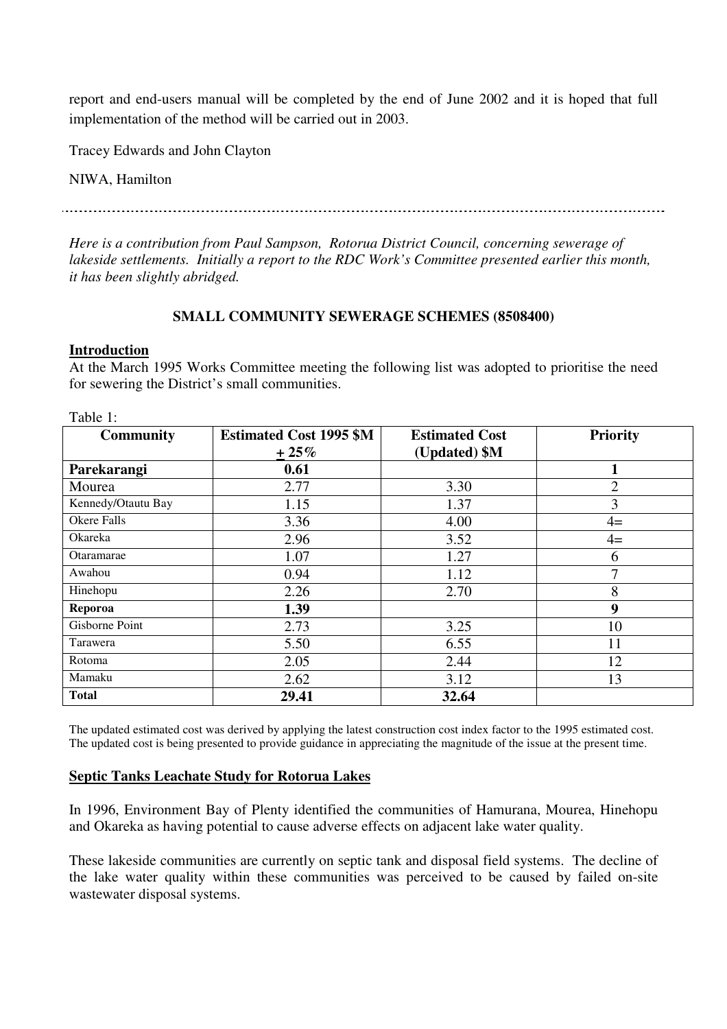report and end-users manual will be completed by the end of June 2002 and it is hoped that full implementation of the method will be carried out in 2003.

Tracey Edwards and John Clayton

NIWA, Hamilton

---

*Here is a contribution from Paul Sampson, Rotorua District Council, concerning sewerage of lakeside settlements. Initially a report to the RDC Work's Committee presented earlier this month, it has been slightly abridged.*

### SMALL COMMUNITY SEWERAGE SCHEMES (8508400)

**Introduction**

At the March 1995 Works Committee meeting the following list was adopted to prioritise the need for sewering the District's small communities.

Table 1:

| Community | Estimated Cost 1995 $M + 25% | Estimated Cost (Updated) $M | Priority |
|---|---|---|---|
| **Parekarangi** | **0.61** | | **1** |
| Mourea | 2.77 | 3.30 | 2 |
| Kennedy/Otautu Bay | 1.15 | 1.37 | 3 |
| Okere Falls | 3.36 | 4.00 | 4= |
| Okareka | 2.96 | 3.52 | 4= |
| Otaramarae | 1.07 | 1.27 | 6 |
| Awahou | 0.94 | 1.12 | 7 |
| Hinehopu | 2.26 | 2.70 | 8 |
| **Reporoa** | **1.39** | | **9** |
| Gisborne Point | 2.73 | 3.25 | 10 |
| Tarawera | 5.50 | 6.55 | 11 |
| Rotoma | 2.05 | 2.44 | 12 |
| Mamaku | 2.62 | 3.12 | 13 |
| **Total** | **29.41** | **32.64** | |

The updated estimated cost was derived by applying the latest construction cost index factor to the 1995 estimated cost. The updated cost is being presented to provide guidance in appreciating the magnitude of the issue at the present time.

**Septic Tanks Leachate Study for Rotorua Lakes**

In 1996, Environment Bay of Plenty identified the communities of Hamurana, Mourea, Hinehopu and Okareka as having potential to cause adverse effects on adjacent lake water quality.

These lakeside communities are currently on septic tank and disposal field systems. The decline of the lake water quality within these communities was perceived to be caused by failed on-site wastewater disposal systems.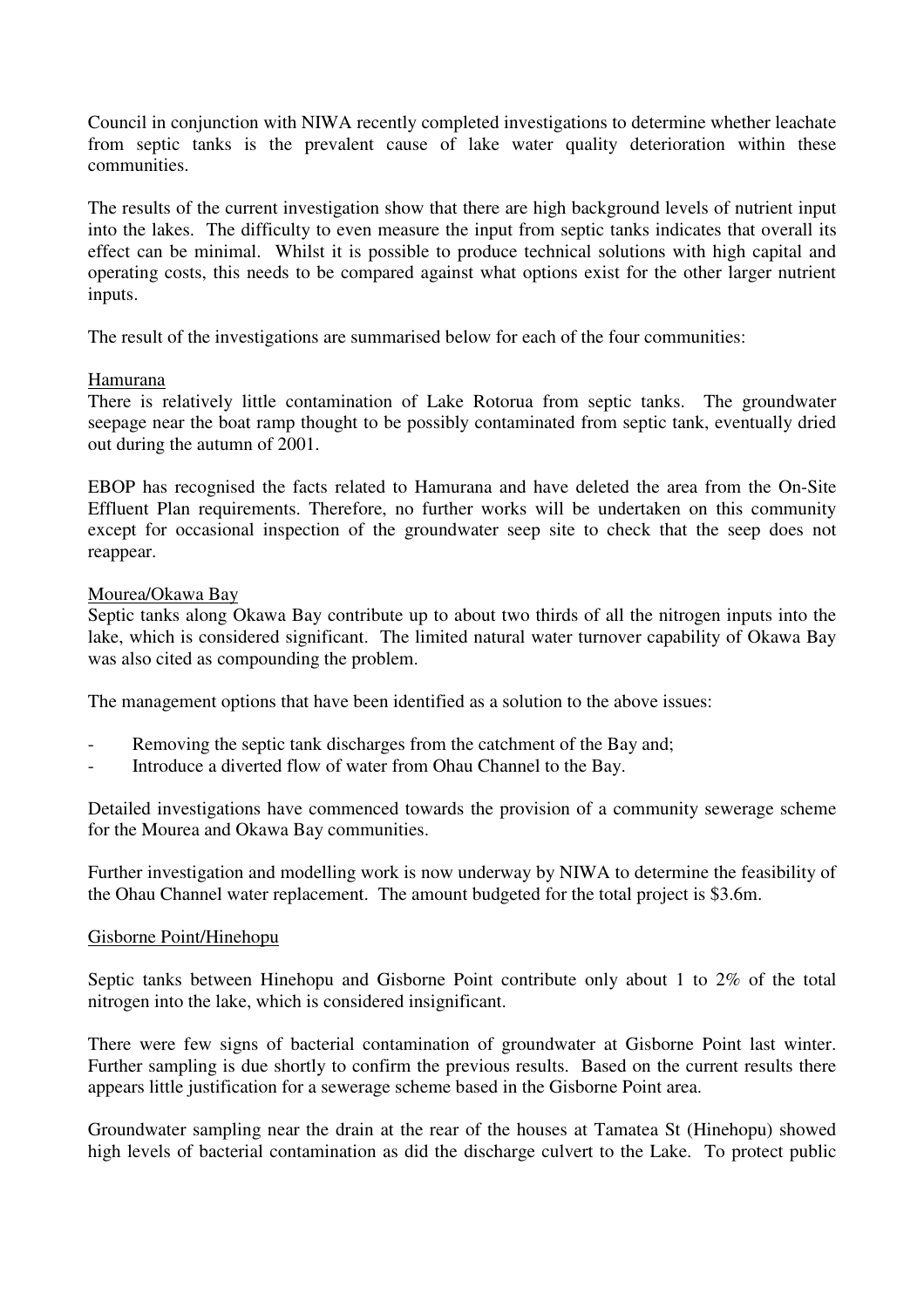Council in conjunction with NIWA recently completed investigations to determine whether leachate from septic tanks is the prevalent cause of lake water quality deterioration within these communities.

The results of the current investigation show that there are high background levels of nutrient input into the lakes. The difficulty to even measure the input from septic tanks indicates that overall its effect can be minimal. Whilst it is possible to produce technical solutions with high capital and operating costs, this needs to be compared against what options exist for the other larger nutrient inputs.

The result of the investigations are summarised below for each of the four communities:

<u>Hamurana</u>

There is relatively little contamination of Lake Rotorua from septic tanks. The groundwater seepage near the boat ramp thought to be possibly contaminated from septic tank, eventually dried out during the autumn of 2001.

EBOP has recognised the facts related to Hamurana and have deleted the area from the On-Site Effluent Plan requirements. Therefore, no further works will be undertaken on this community except for occasional inspection of the groundwater seep site to check that the seep does not reappear.

<u>Mourea/Okawa Bay</u>

Septic tanks along Okawa Bay contribute up to about two thirds of all the nitrogen inputs into the lake, which is considered significant. The limited natural water turnover capability of Okawa Bay was also cited as compounding the problem.

The management options that have been identified as a solution to the above issues:

- Removing the septic tank discharges from the catchment of the Bay and;
- Introduce a diverted flow of water from Ohau Channel to the Bay.

Detailed investigations have commenced towards the provision of a community sewerage scheme for the Mourea and Okawa Bay communities.

Further investigation and modelling work is now underway by NIWA to determine the feasibility of the Ohau Channel water replacement. The amount budgeted for the total project is $3.6m.

<u>Gisborne Point/Hinehopu</u>

Septic tanks between Hinehopu and Gisborne Point contribute only about 1 to 2% of the total nitrogen into the lake, which is considered insignificant.

There were few signs of bacterial contamination of groundwater at Gisborne Point last winter. Further sampling is due shortly to confirm the previous results. Based on the current results there appears little justification for a sewerage scheme based in the Gisborne Point area.

Groundwater sampling near the drain at the rear of the houses at Tamatea St (Hinehopu) showed high levels of bacterial contamination as did the discharge culvert to the Lake. To protect public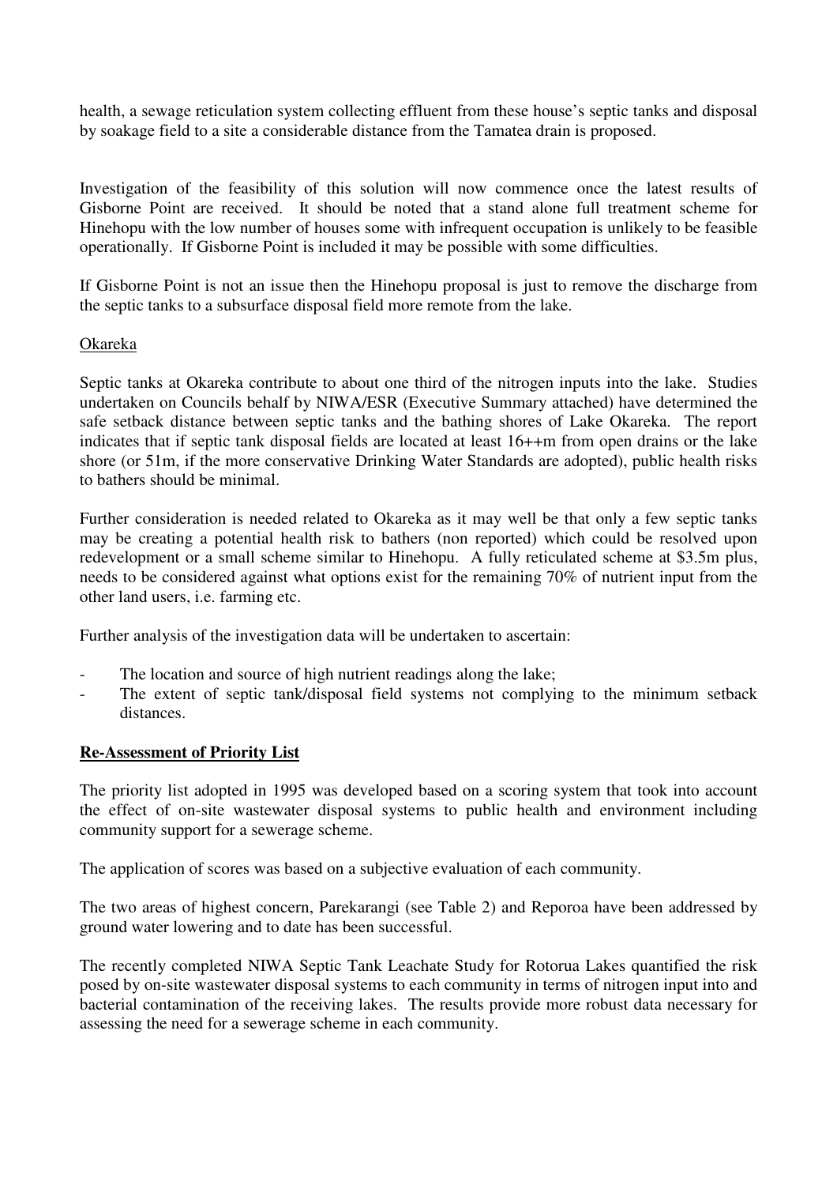health, a sewage reticulation system collecting effluent from these house's septic tanks and disposal by soakage field to a site a considerable distance from the Tamatea drain is proposed.

Investigation of the feasibility of this solution will now commence once the latest results of Gisborne Point are received. It should be noted that a stand alone full treatment scheme for Hinehopu with the low number of houses some with infrequent occupation is unlikely to be feasible operationally. If Gisborne Point is included it may be possible with some difficulties.

If Gisborne Point is not an issue then the Hinehopu proposal is just to remove the discharge from the septic tanks to a subsurface disposal field more remote from the lake.

Okareka

Septic tanks at Okareka contribute to about one third of the nitrogen inputs into the lake. Studies undertaken on Councils behalf by NIWA/ESR (Executive Summary attached) have determined the safe setback distance between septic tanks and the bathing shores of Lake Okareka. The report indicates that if septic tank disposal fields are located at least 16++m from open drains or the lake shore (or 51m, if the more conservative Drinking Water Standards are adopted), public health risks to bathers should be minimal.

Further consideration is needed related to Okareka as it may well be that only a few septic tanks may be creating a potential health risk to bathers (non reported) which could be resolved upon redevelopment or a small scheme similar to Hinehopu. A fully reticulated scheme at $3.5m plus, needs to be considered against what options exist for the remaining 70% of nutrient input from the other land users, i.e. farming etc.

Further analysis of the investigation data will be undertaken to ascertain:

- The location and source of high nutrient readings along the lake;
- The extent of septic tank/disposal field systems not complying to the minimum setback distances.

## Re-Assessment of Priority List

The priority list adopted in 1995 was developed based on a scoring system that took into account the effect of on-site wastewater disposal systems to public health and environment including community support for a sewerage scheme.

The application of scores was based on a subjective evaluation of each community.

The two areas of highest concern, Parekarangi (see Table 2) and Reporoa have been addressed by ground water lowering and to date has been successful.

The recently completed NIWA Septic Tank Leachate Study for Rotorua Lakes quantified the risk posed by on-site wastewater disposal systems to each community in terms of nitrogen input into and bacterial contamination of the receiving lakes. The results provide more robust data necessary for assessing the need for a sewerage scheme in each community.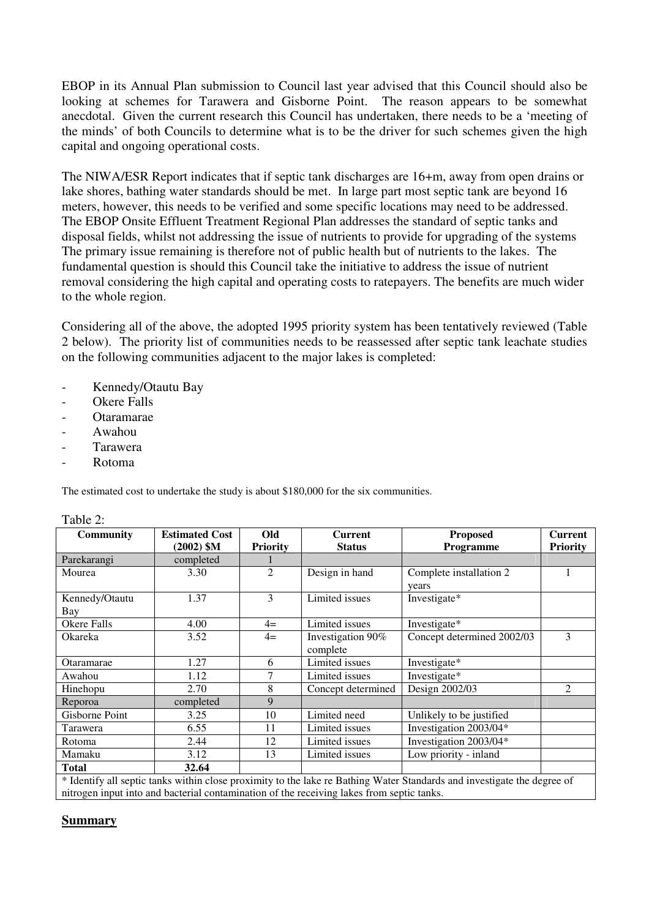EBOP in its Annual Plan submission to Council last year advised that this Council should also be looking at schemes for Tarawera and Gisborne Point. The reason appears to be somewhat anecdotal. Given the current research this Council has undertaken, there needs to be a 'meeting of the minds' of both Councils to determine what is to be the driver for such schemes given the high capital and ongoing operational costs.

The NIWA/ESR Report indicates that if septic tank discharges are 16+m, away from open drains or lake shores, bathing water standards should be met. In large part most septic tank are beyond 16 meters, however, this needs to be verified and some specific locations may need to be addressed. The EBOP Onsite Effluent Treatment Regional Plan addresses the standard of septic tanks and disposal fields, whilst not addressing the issue of nutrients to provide for upgrading of the systems The primary issue remaining is therefore not of public health but of nutrients to the lakes. The fundamental question is should this Council take the initiative to address the issue of nutrient removal considering the high capital and operating costs to ratepayers. The benefits are much wider to the whole region.

Considering all of the above, the adopted 1995 priority system has been tentatively reviewed (Table 2 below). The priority list of communities needs to be reassessed after septic tank leachate studies on the following communities adjacent to the major lakes is completed:

- Kennedy/Otautu Bay
- Okere Falls
- Otaramarae
- Awahou
- Tarawera
- Rotoma

The estimated cost to undertake the study is about $180,000 for the six communities.

Table 2:

| Community | Estimated Cost (2002) $M | Old Priority | Current Status | Proposed Programme | Current Priority |
|---|---|---|---|---|---|
| Parekarangi | completed | 1 | | | |
| Mourea | 3.30 | 2 | Design in hand | Complete installation 2 years | 1 |
| Kennedy/Otautu Bay | 1.37 | 3 | Limited issues | Investigate* | |
| Okere Falls | 4.00 | 4= | Limited issues | Investigate* | |
| Okareka | 3.52 | 4= | Investigation 90% complete | Concept determined 2002/03 | 3 |
| Otaramarae | 1.27 | 6 | Limited issues | Investigate* | |
| Awahou | 1.12 | 7 | Limited issues | Investigate* | |
| Hinehopu | 2.70 | 8 | Concept determined | Design 2002/03 | 2 |
| Reporoa | completed | 9 | | | |
| Gisborne Point | 3.25 | 10 | Limited need | Unlikely to be justified | |
| Tarawera | 6.55 | 11 | Limited issues | Investigation 2003/04* | |
| Rotoma | 2.44 | 12 | Limited issues | Investigation 2003/04* | |
| Mamaku | 3.12 | 13 | Limited issues | Low priority - inland | |
| **Total** | **32.64** | | | | |

\* Identify all septic tanks within close proximity to the lake re Bathing Water Standards and investigate the degree of nitrogen input into and bacterial contamination of the receiving lakes from septic tanks.

## **Summary**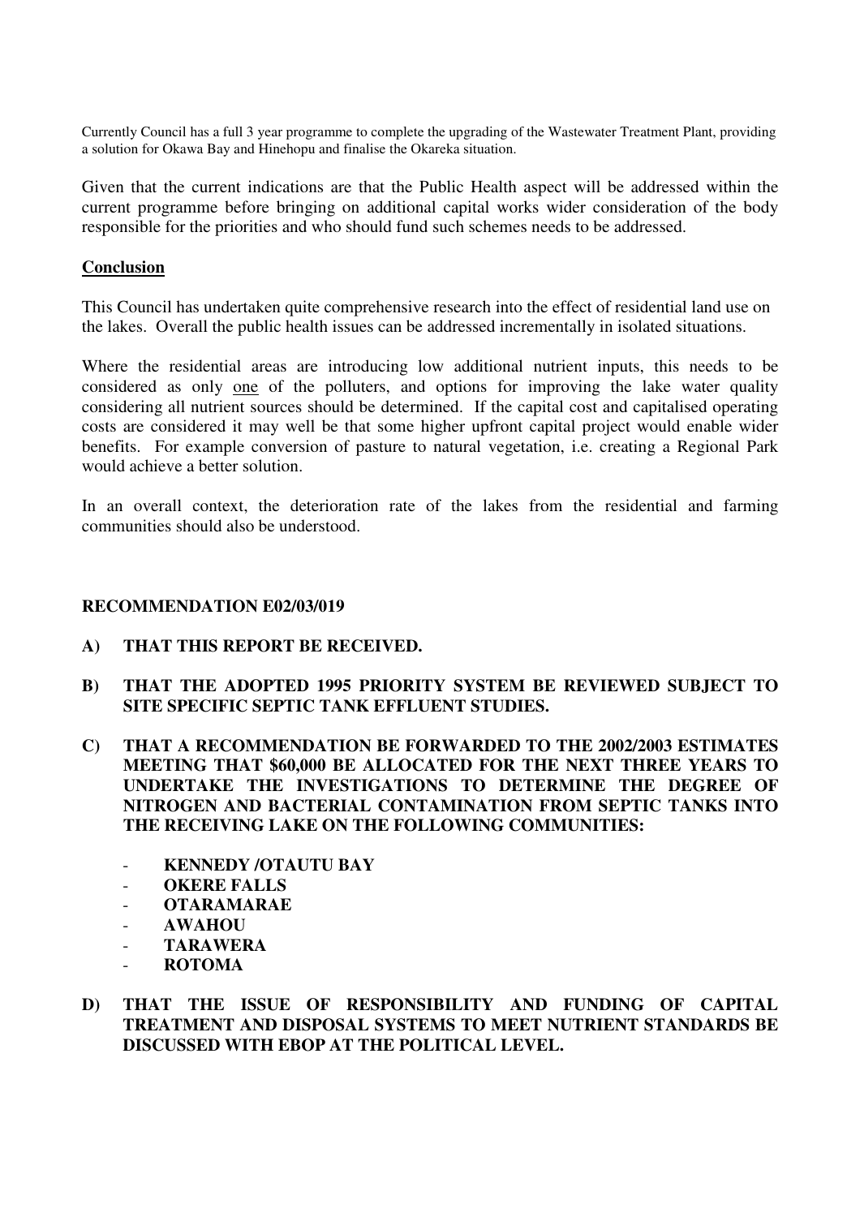Currently Council has a full 3 year programme to complete the upgrading of the Wastewater Treatment Plant, providing a solution for Okawa Bay and Hinehopu and finalise the Okareka situation.

Given that the current indications are that the Public Health aspect will be addressed within the current programme before bringing on additional capital works wider consideration of the body responsible for the priorities and who should fund such schemes needs to be addressed.

## Conclusion

This Council has undertaken quite comprehensive research into the effect of residential land use on the lakes. Overall the public health issues can be addressed incrementally in isolated situations.

Where the residential areas are introducing low additional nutrient inputs, this needs to be considered as only <u>one</u> of the polluters, and options for improving the lake water quality considering all nutrient sources should be determined. If the capital cost and capitalised operating costs are considered it may well be that some higher upfront capital project would enable wider benefits. For example conversion of pasture to natural vegetation, i.e. creating a Regional Park would achieve a better solution.

In an overall context, the deterioration rate of the lakes from the residential and farming communities should also be understood.

**RECOMMENDATION E02/03/019**

**A) THAT THIS REPORT BE RECEIVED.**

**B) THAT THE ADOPTED 1995 PRIORITY SYSTEM BE REVIEWED SUBJECT TO SITE SPECIFIC SEPTIC TANK EFFLUENT STUDIES.**

**C) THAT A RECOMMENDATION BE FORWARDED TO THE 2002/2003 ESTIMATES MEETING THAT $60,000 BE ALLOCATED FOR THE NEXT THREE YEARS TO UNDERTAKE THE INVESTIGATIONS TO DETERMINE THE DEGREE OF NITROGEN AND BACTERIAL CONTAMINATION FROM SEPTIC TANKS INTO THE RECEIVING LAKE ON THE FOLLOWING COMMUNITIES:**

- **KENNEDY /OTAUTU BAY**
- **OKERE FALLS**
- **OTARAMARAE**
- **AWAHOU**
- **TARAWERA**
- **ROTOMA**

**D) THAT THE ISSUE OF RESPONSIBILITY AND FUNDING OF CAPITAL TREATMENT AND DISPOSAL SYSTEMS TO MEET NUTRIENT STANDARDS BE DISCUSSED WITH EBOP AT THE POLITICAL LEVEL.**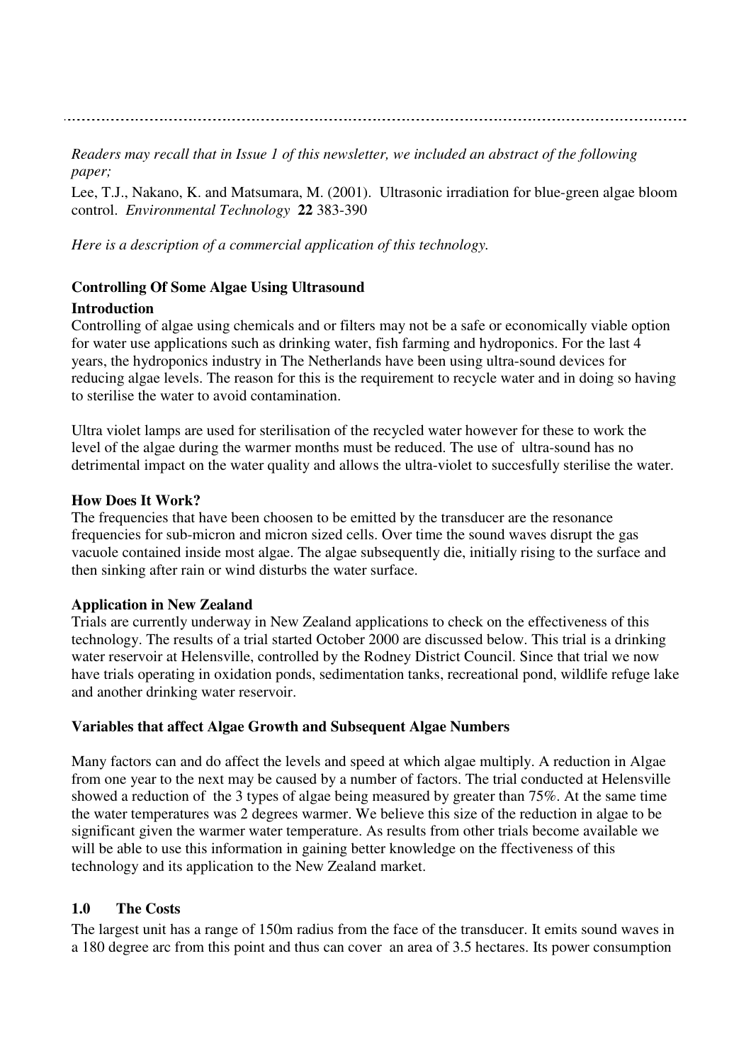*Readers may recall that in Issue 1 of this newsletter, we included an abstract of the following paper;*

Lee, T.J., Nakano, K. and Matsumara, M. (2001). Ultrasonic irradiation for blue-green algae bloom control. *Environmental Technology* **22** 383-390

*Here is a description of a commercial application of this technology.*

**Controlling Of Some Algae Using Ultrasound**

**Introduction**

Controlling of algae using chemicals and or filters may not be a safe or economically viable option for water use applications such as drinking water, fish farming and hydroponics. For the last 4 years, the hydroponics industry in The Netherlands have been using ultra-sound devices for reducing algae levels. The reason for this is the requirement to recycle water and in doing so having to sterilise the water to avoid contamination.

Ultra violet lamps are used for sterilisation of the recycled water however for these to work the level of the algae during the warmer months must be reduced. The use of ultra-sound has no detrimental impact on the water quality and allows the ultra-violet to succesfully sterilise the water.

**How Does It Work?**

The frequencies that have been choosen to be emitted by the transducer are the resonance frequencies for sub-micron and micron sized cells. Over time the sound waves disrupt the gas vacuole contained inside most algae. The algae subsequently die, initially rising to the surface and then sinking after rain or wind disturbs the water surface.

**Application in New Zealand**

Trials are currently underway in New Zealand applications to check on the effectiveness of this technology. The results of a trial started October 2000 are discussed below. This trial is a drinking water reservoir at Helensville, controlled by the Rodney District Council. Since that trial we now have trials operating in oxidation ponds, sedimentation tanks, recreational pond, wildlife refuge lake and another drinking water reservoir.

**Variables that affect Algae Growth and Subsequent Algae Numbers**

Many factors can and do affect the levels and speed at which algae multiply. A reduction in Algae from one year to the next may be caused by a number of factors. The trial conducted at Helensville showed a reduction of the 3 types of algae being measured by greater than 75%. At the same time the water temperatures was 2 degrees warmer. We believe this size of the reduction in algae to be significant given the warmer water temperature. As results from other trials become available we will be able to use this information in gaining better knowledge on the ffectiveness of this technology and its application to the New Zealand market.

## 1.0 The Costs

The largest unit has a range of 150m radius from the face of the transducer. It emits sound waves in a 180 degree arc from this point and thus can cover an area of 3.5 hectares. Its power consumption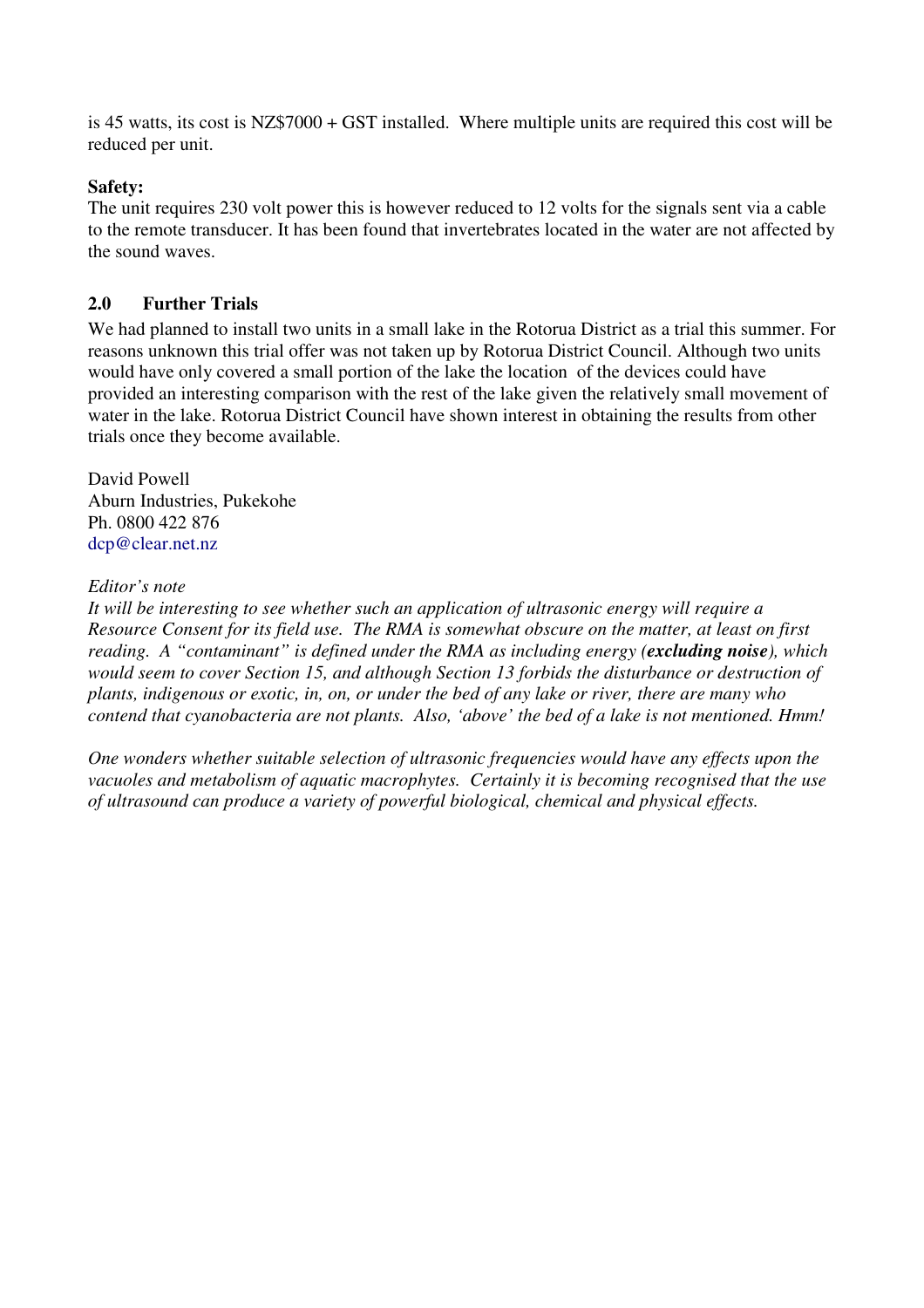is 45 watts, its cost is NZ$7000 + GST installed. Where multiple units are required this cost will be reduced per unit.

**Safety:**

The unit requires 230 volt power this is however reduced to 12 volts for the signals sent via a cable to the remote transducer. It has been found that invertebrates located in the water are not affected by the sound waves.

## 2.0 Further Trials

We had planned to install two units in a small lake in the Rotorua District as a trial this summer. For reasons unknown this trial offer was not taken up by Rotorua District Council. Although two units would have only covered a small portion of the lake the location of the devices could have provided an interesting comparison with the rest of the lake given the relatively small movement of water in the lake. Rotorua District Council have shown interest in obtaining the results from other trials once they become available.

David Powell
Aburn Industries, Pukekohe
Ph. 0800 422 876
dcp@clear.net.nz

*Editor's note*

*It will be interesting to see whether such an application of ultrasonic energy will require a Resource Consent for its field use. The RMA is somewhat obscure on the matter, at least on first reading. A "contaminant" is defined under the RMA as including energy (**excluding noise**), which would seem to cover Section 15, and although Section 13 forbids the disturbance or destruction of plants, indigenous or exotic, in, on, or under the bed of any lake or river, there are many who contend that cyanobacteria are not plants. Also, 'above' the bed of a lake is not mentioned. Hmm!*

*One wonders whether suitable selection of ultrasonic frequencies would have any effects upon the vacuoles and metabolism of aquatic macrophytes. Certainly it is becoming recognised that the use of ultrasound can produce a variety of powerful biological, chemical and physical effects.*